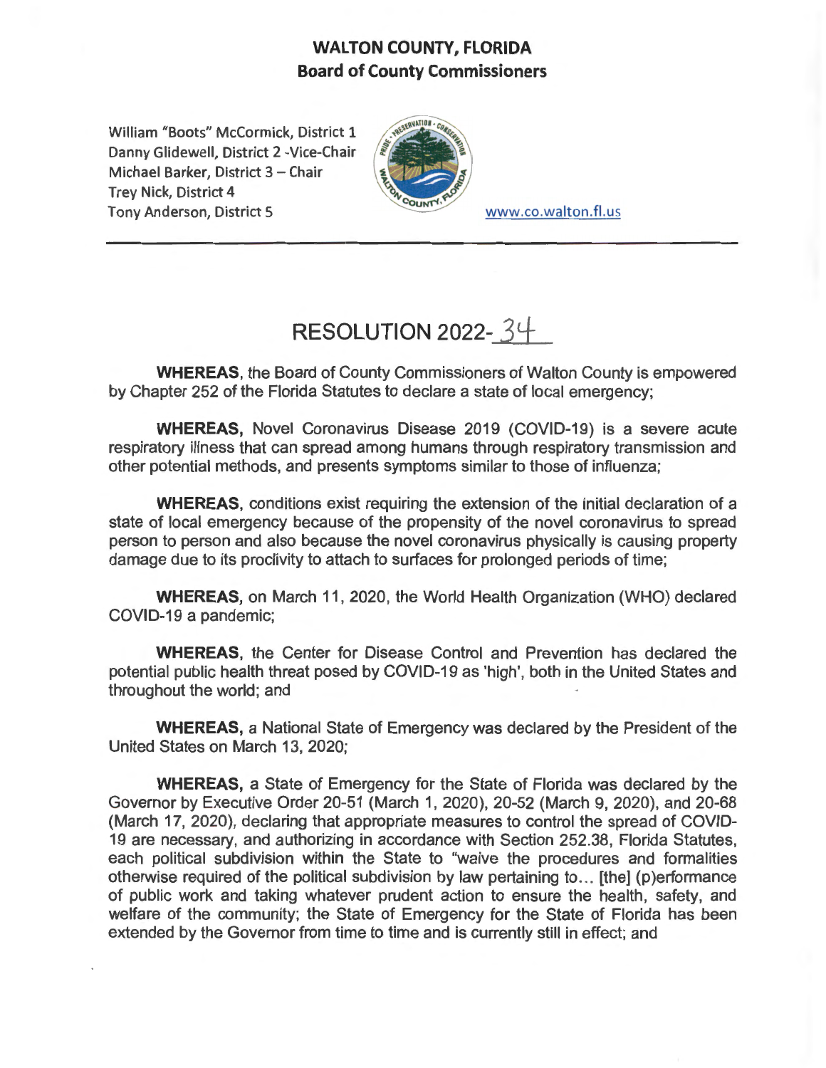## WALTON COUNTY, FLORIDA
## Board of County Commissioners

William "Boots" McCormick, District 1
Danny Glidewell, District 2 -Vice-Chair
Michael Barker, District 3 – Chair
Trey Nick, District 4
Tony Anderson, District 5

www.co.walton.fl.us

# RESOLUTION 2022-34

**WHEREAS**, the Board of County Commissioners of Walton County is empowered by Chapter 252 of the Florida Statutes to declare a state of local emergency;

**WHEREAS,** Novel Coronavirus Disease 2019 (COVID-19) is a severe acute respiratory illness that can spread among humans through respiratory transmission and other potential methods, and presents symptoms similar to those of influenza;

**WHEREAS**, conditions exist requiring the extension of the initial declaration of a state of local emergency because of the propensity of the novel coronavirus to spread person to person and also because the novel coronavirus physically is causing property damage due to its proclivity to attach to surfaces for prolonged periods of time;

**WHEREAS**, on March 11, 2020, the World Health Organization (WHO) declared COVID-19 a pandemic;

**WHEREAS**, the Center for Disease Control and Prevention has declared the potential public health threat posed by COVID-19 as 'high', both in the United States and throughout the world; and

**WHEREAS,** a National State of Emergency was declared by the President of the United States on March 13, 2020;

**WHEREAS,** a State of Emergency for the State of Florida was declared by the Governor by Executive Order 20-51 (March 1, 2020), 20-52 (March 9, 2020), and 20-68 (March 17, 2020), declaring that appropriate measures to control the spread of COVID-19 are necessary, and authorizing in accordance with Section 252.38, Florida Statutes, each political subdivision within the State to "waive the procedures and formalities otherwise required of the political subdivision by law pertaining to... [the] (p)erformance of public work and taking whatever prudent action to ensure the health, safety, and welfare of the community; the State of Emergency for the State of Florida has been extended by the Governor from time to time and is currently still in effect; and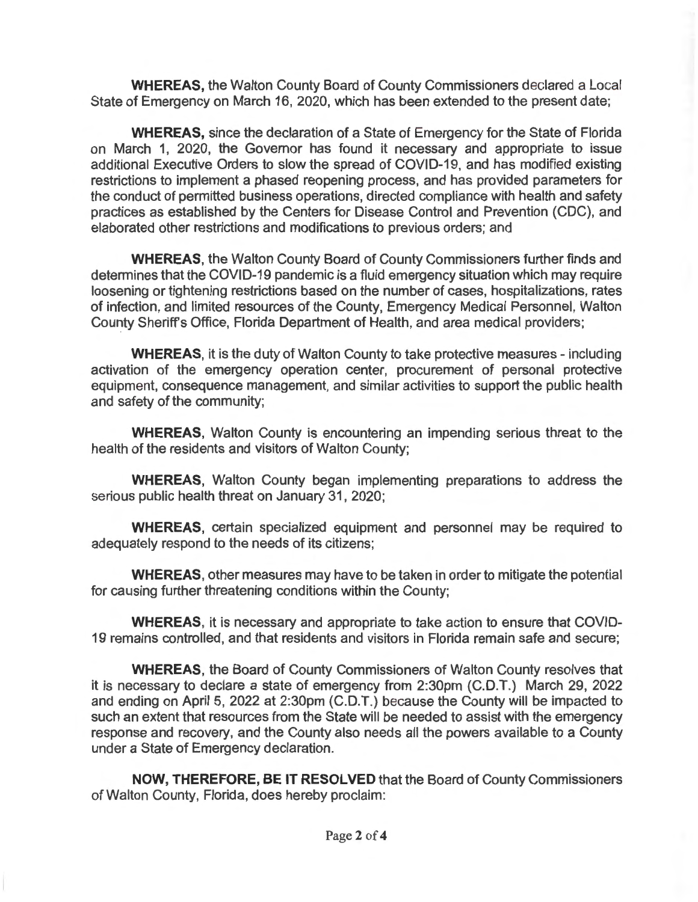**WHEREAS,** the Walton County Board of County Commissioners declared a Local State of Emergency on March 16, 2020, which has been extended to the present date;

**WHEREAS,** since the declaration of a State of Emergency for the State of Florida on March 1, 2020, the Governor has found it necessary and appropriate to issue additional Executive Orders to slow the spread of COVID-19, and has modified existing restrictions to implement a phased reopening process, and has provided parameters for the conduct of permitted business operations, directed compliance with health and safety practices as established by the Centers for Disease Control and Prevention (CDC), and elaborated other restrictions and modifications to previous orders; and

**WHEREAS,** the Walton County Board of County Commissioners further finds and determines that the COVID-19 pandemic is a fluid emergency situation which may require loosening or tightening restrictions based on the number of cases, hospitalizations, rates of infection, and limited resources of the County, Emergency Medical Personnel, Walton County Sheriff's Office, Florida Department of Health, and area medical providers;

**WHEREAS,** it is the duty of Walton County to take protective measures - including activation of the emergency operation center, procurement of personal protective equipment, consequence management, and similar activities to support the public health and safety of the community;

**WHEREAS,** Walton County is encountering an impending serious threat to the health of the residents and visitors of Walton County;

**WHEREAS,** Walton County began implementing preparations to address the serious public health threat on January 31, 2020;

**WHEREAS,** certain specialized equipment and personnel may be required to adequately respond to the needs of its citizens;

**WHEREAS,** other measures may have to be taken in order to mitigate the potential for causing further threatening conditions within the County;

**WHEREAS,** it is necessary and appropriate to take action to ensure that COVID-19 remains controlled, and that residents and visitors in Florida remain safe and secure;

**WHEREAS,** the Board of County Commissioners of Walton County resolves that it is necessary to declare a state of emergency from 2:30pm (C.D.T.) March 29, 2022 and ending on April 5, 2022 at 2:30pm (C.D.T.) because the County will be impacted to such an extent that resources from the State will be needed to assist with the emergency response and recovery, and the County also needs all the powers available to a County under a State of Emergency declaration.

**NOW, THEREFORE, BE IT RESOLVED** that the Board of County Commissioners of Walton County, Florida, does hereby proclaim: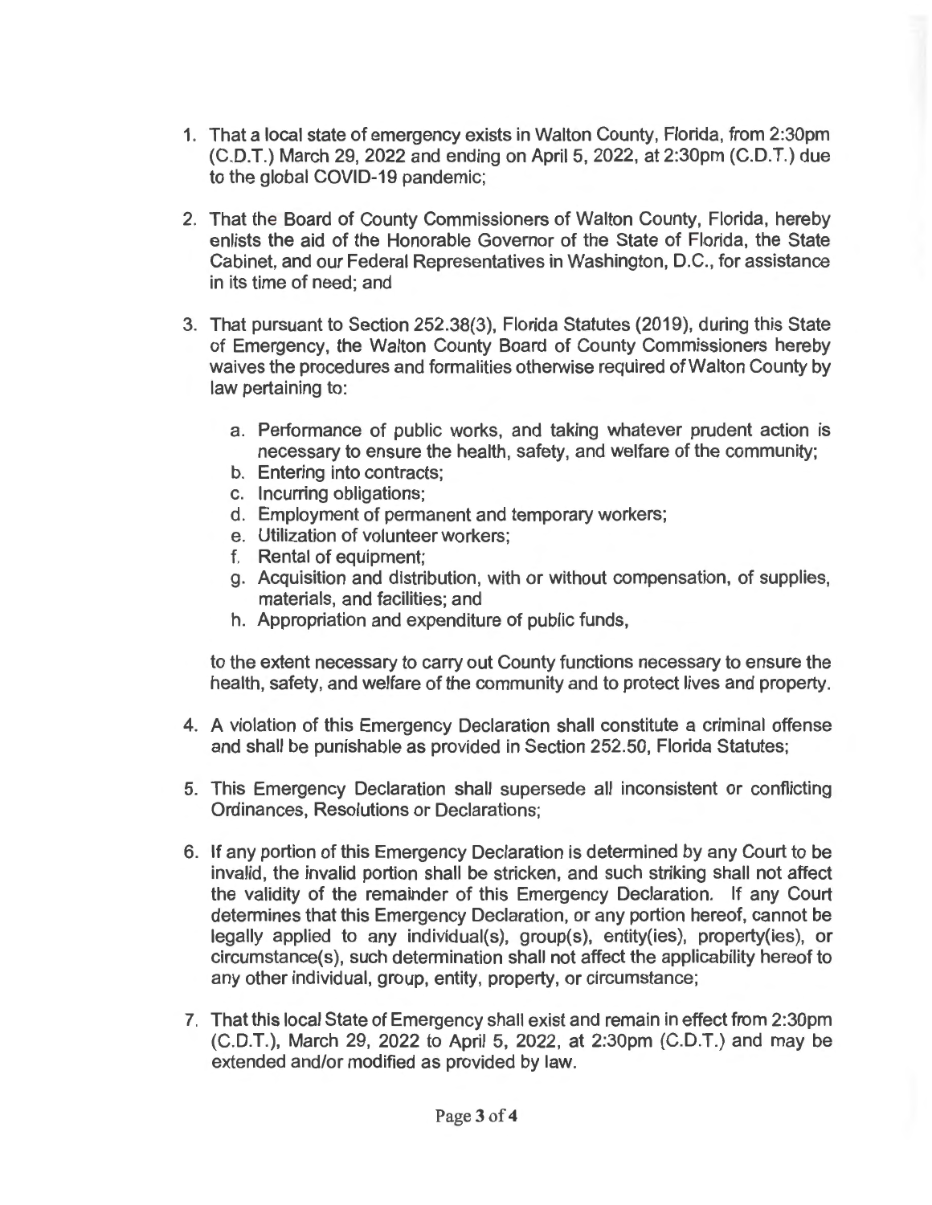1. That a local state of emergency exists in Walton County, Florida, from 2:30pm (C.D.T.) March 29, 2022 and ending on April 5, 2022, at 2:30pm (C.D.T.) due to the global COVID-19 pandemic;

2. That the Board of County Commissioners of Walton County, Florida, hereby enlists the aid of the Honorable Governor of the State of Florida, the State Cabinet, and our Federal Representatives in Washington, D.C., for assistance in its time of need; and

3. That pursuant to Section 252.38(3), Florida Statutes (2019), during this State of Emergency, the Walton County Board of County Commissioners hereby waives the procedures and formalities otherwise required of Walton County by law pertaining to:

   a. Performance of public works, and taking whatever prudent action is necessary to ensure the health, safety, and welfare of the community;
   b. Entering into contracts;
   c. Incurring obligations;
   d. Employment of permanent and temporary workers;
   e. Utilization of volunteer workers;
   f. Rental of equipment;
   g. Acquisition and distribution, with or without compensation, of supplies, materials, and facilities; and
   h. Appropriation and expenditure of public funds,

   to the extent necessary to carry out County functions necessary to ensure the health, safety, and welfare of the community and to protect lives and property.

4. A violation of this Emergency Declaration shall constitute a criminal offense and shall be punishable as provided in Section 252.50, Florida Statutes;

5. This Emergency Declaration shall supersede all inconsistent or conflicting Ordinances, Resolutions or Declarations;

6. If any portion of this Emergency Declaration is determined by any Court to be invalid, the invalid portion shall be stricken, and such striking shall not affect the validity of the remainder of this Emergency Declaration. If any Court determines that this Emergency Declaration, or any portion hereof, cannot be legally applied to any individual(s), group(s), entity(ies), property(ies), or circumstance(s), such determination shall not affect the applicability hereof to any other individual, group, entity, property, or circumstance;

7. That this local State of Emergency shall exist and remain in effect from 2:30pm (C.D.T.), March 29, 2022 to April 5, 2022, at 2:30pm (C.D.T.) and may be extended and/or modified as provided by law.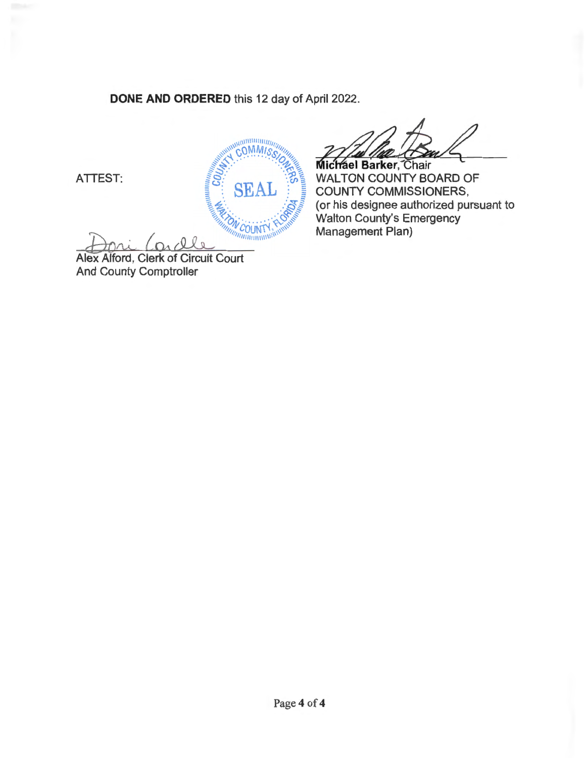**DONE AND ORDERED** this 12 day of April 2022.

ATTEST:

COUNTY COMMISSIONERS SEAL WALTON COUNTY, FLORIDA

Alex Alford, Clerk of Circuit Court
And County Comptroller

**Michael Barker**, Chair
WALTON COUNTY BOARD OF COUNTY COMMISSIONERS,
(or his designee authorized pursuant to Walton County's Emergency Management Plan)